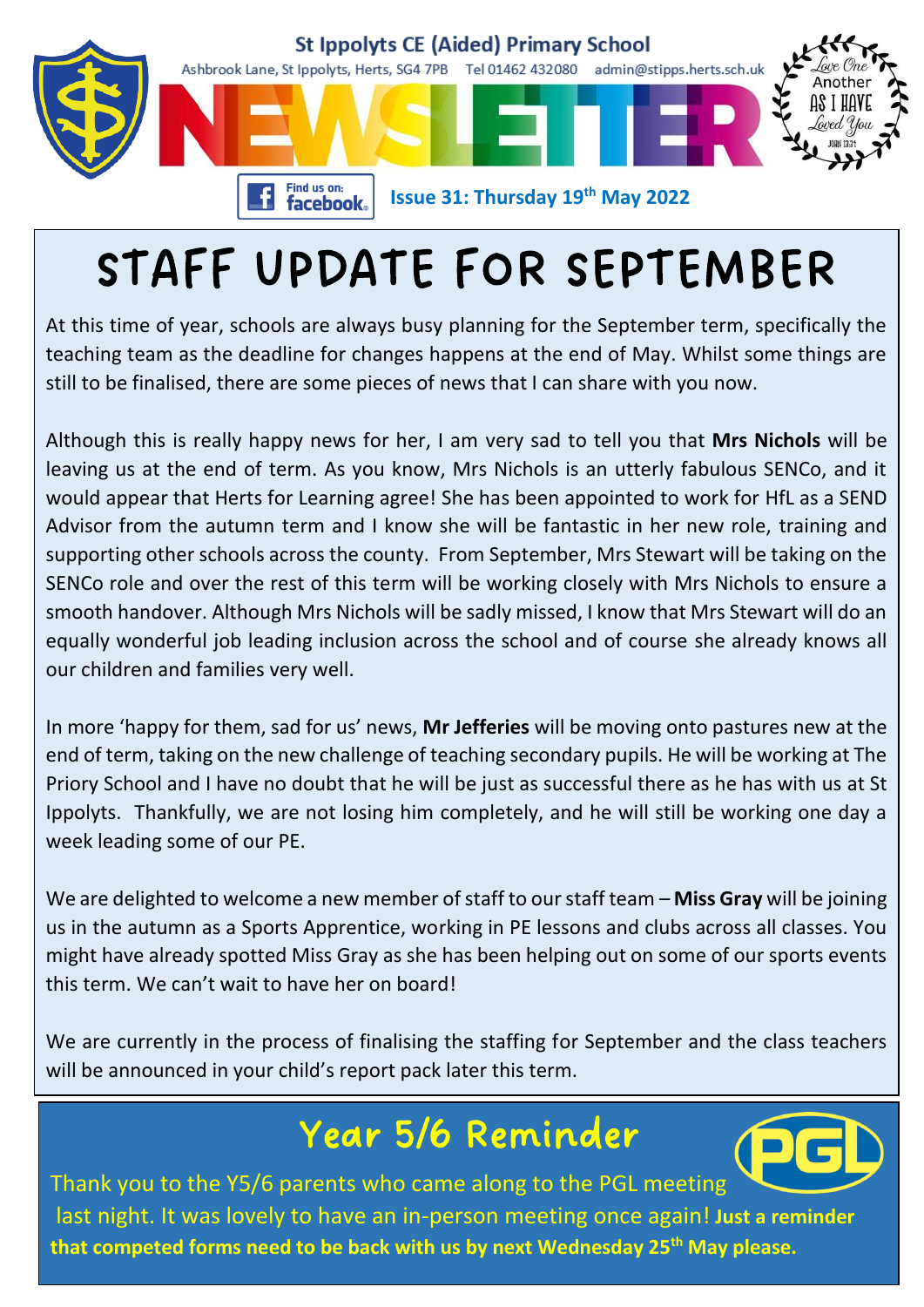St Ippolyts CE (Aided) Primary School

Ashbrook Lane, St Ippolyts, Herts, SG4 7PB Tel 01462 432080 admin@stipps.herts.sch.uk

# NEWSLETTER

Love One Another As I Have Loved You — John 13:34

Find us on: facebook

**Issue 31: Thursday 19th May 2022**

# STAFF UPDATE FOR SEPTEMBER

At this time of year, schools are always busy planning for the September term, specifically the teaching team as the deadline for changes happens at the end of May. Whilst some things are still to be finalised, there are some pieces of news that I can share with you now.

Although this is really happy news for her, I am very sad to tell you that **Mrs Nichols** will be leaving us at the end of term. As you know, Mrs Nichols is an utterly fabulous SENCo, and it would appear that Herts for Learning agree! She has been appointed to work for HfL as a SEND Advisor from the autumn term and I know she will be fantastic in her new role, training and supporting other schools across the county. From September, Mrs Stewart will be taking on the SENCo role and over the rest of this term will be working closely with Mrs Nichols to ensure a smooth handover. Although Mrs Nichols will be sadly missed, I know that Mrs Stewart will do an equally wonderful job leading inclusion across the school and of course she already knows all our children and families very well.

In more 'happy for them, sad for us' news, **Mr Jefferies** will be moving onto pastures new at the end of term, taking on the new challenge of teaching secondary pupils. He will be working at The Priory School and I have no doubt that he will be just as successful there as he has with us at St Ippolyts. Thankfully, we are not losing him completely, and he will still be working one day a week leading some of our PE.

We are delighted to welcome a new member of staff to our staff team – **Miss Gray** will be joining us in the autumn as a Sports Apprentice, working in PE lessons and clubs across all classes. You might have already spotted Miss Gray as she has been helping out on some of our sports events this term. We can't wait to have her on board!

We are currently in the process of finalising the staffing for September and the class teachers will be announced in your child's report pack later this term.

## Year 5/6 Reminder

PGL

Thank you to the Y5/6 parents who came along to the PGL meeting last night. It was lovely to have an in-person meeting once again! **Just a reminder that competed forms need to be back with us by next Wednesday 25th May please.**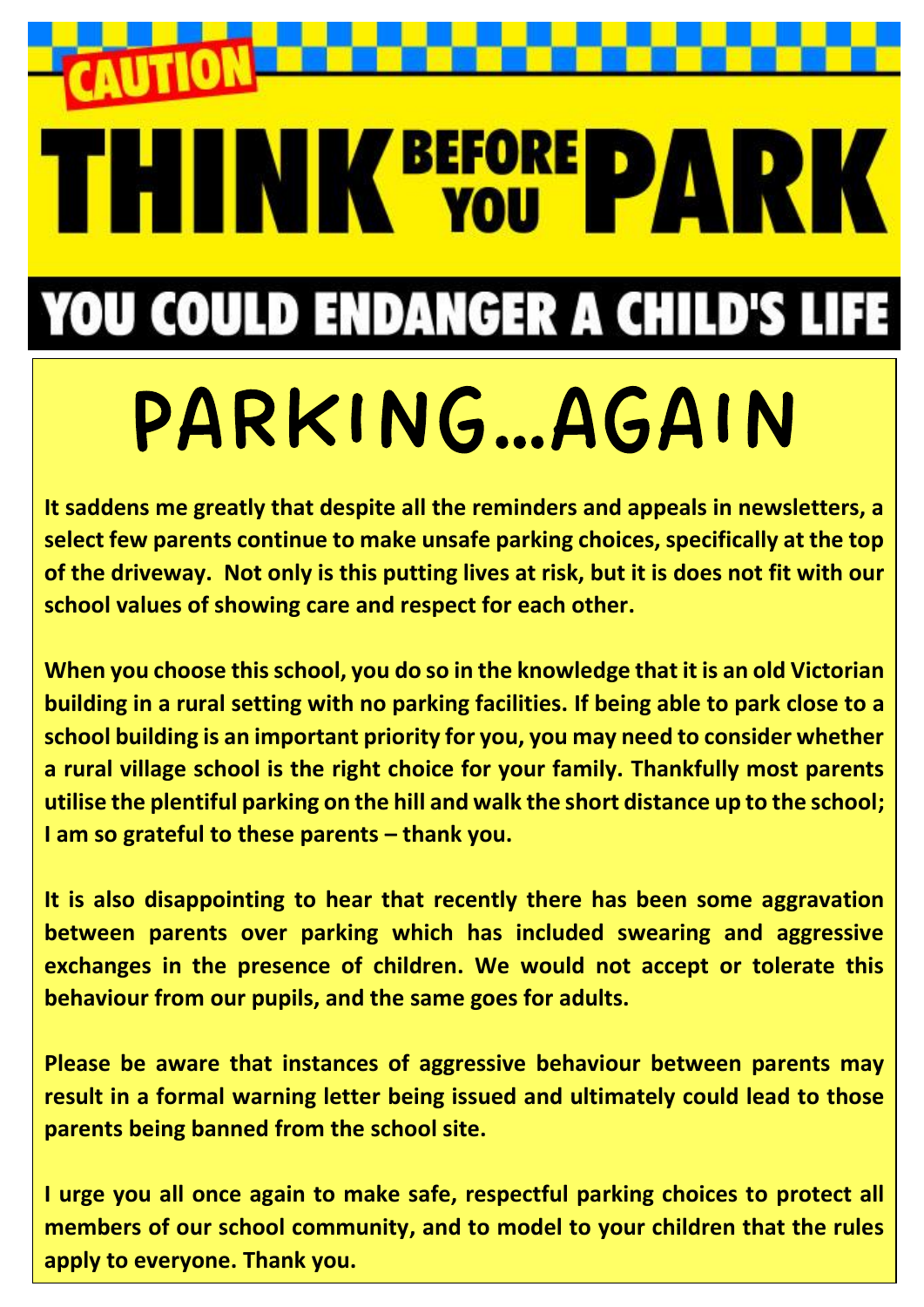CAUTION

# THINK BEFORE YOU PARK

## YOU COULD ENDANGER A CHILD'S LIFE

# PARKING…AGAIN

**It saddens me greatly that despite all the reminders and appeals in newsletters, a select few parents continue to make unsafe parking choices, specifically at the top of the driveway. Not only is this putting lives at risk, but it is does not fit with our school values of showing care and respect for each other.**

**When you choose this school, you do so in the knowledge that it is an old Victorian building in a rural setting with no parking facilities. If being able to park close to a school building is an important priority for you, you may need to consider whether a rural village school is the right choice for your family. Thankfully most parents utilise the plentiful parking on the hill and walk the short distance up to the school; I am so grateful to these parents – thank you.**

**It is also disappointing to hear that recently there has been some aggravation between parents over parking which has included swearing and aggressive exchanges in the presence of children. We would not accept or tolerate this behaviour from our pupils, and the same goes for adults.**

**Please be aware that instances of aggressive behaviour between parents may result in a formal warning letter being issued and ultimately could lead to those parents being banned from the school site.**

**I urge you all once again to make safe, respectful parking choices to protect all members of our school community, and to model to your children that the rules apply to everyone. Thank you.**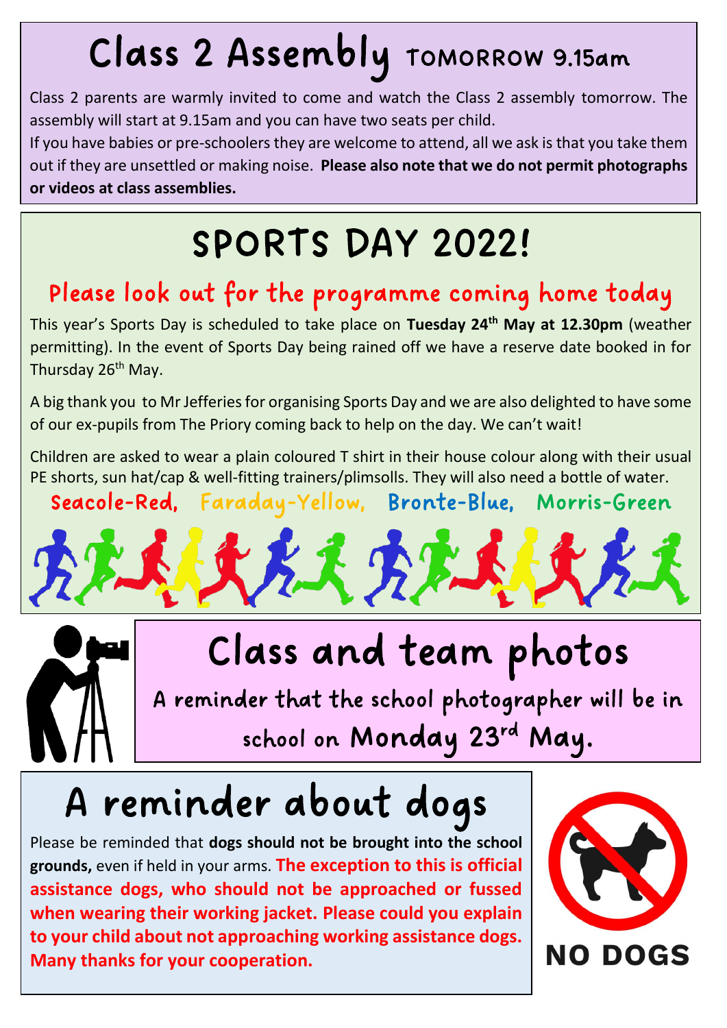# Class 2 Assembly TOMORROW 9.15am

Class 2 parents are warmly invited to come and watch the Class 2 assembly tomorrow. The assembly will start at 9.15am and you can have two seats per child.

If you have babies or pre-schoolers they are welcome to attend, all we ask is that you take them out if they are unsettled or making noise. **Please also note that we do not permit photographs or videos at class assemblies.**

# SPORTS DAY 2022!

## Please look out for the programme coming home today

This year's Sports Day is scheduled to take place on **Tuesday 24th May at 12.30pm** (weather permitting). In the event of Sports Day being rained off we have a reserve date booked in for Thursday 26th May.

A big thank you to Mr Jefferies for organising Sports Day and we are also delighted to have some of our ex-pupils from The Priory coming back to help on the day. We can't wait!

Children are asked to wear a plain coloured T shirt in their house colour along with their usual PE shorts, sun hat/cap & well-fitting trainers/plimsolls. They will also need a bottle of water.

Seacole-Red, Faraday-Yellow, Bronte-Blue, Morris-Green

# Class and team photos

A reminder that the school photographer will be in school on Monday 23rd May.

# A reminder about dogs

Please be reminded that **dogs should not be brought into the school grounds,** even if held in your arms. **The exception to this is official assistance dogs, who should not be approached or fussed when wearing their working jacket. Please could you explain to your child about not approaching working assistance dogs. Many thanks for your cooperation.**

NO DOGS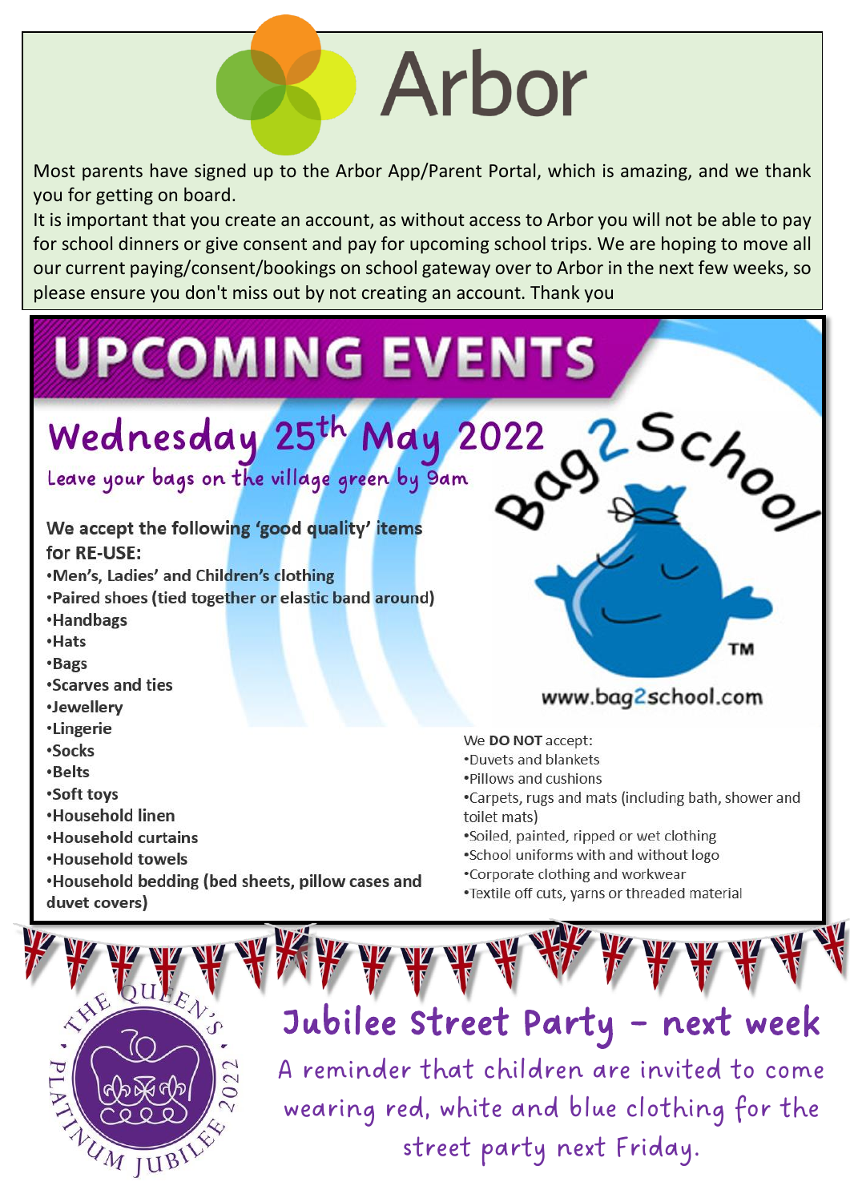# Arbor

Most parents have signed up to the Arbor App/Parent Portal, which is amazing, and we thank you for getting on board.

It is important that you create an account, as without access to Arbor you will not be able to pay for school dinners or give consent and pay for upcoming school trips. We are hoping to move all our current paying/consent/bookings on school gateway over to Arbor in the next few weeks, so please ensure you don't miss out by not creating an account. Thank you

# UPCOMING EVENTS

## Wednesday 25th May 2022

Leave your bags on the village green by 9am

Bag2School

www.bag2school.com

**We accept the following 'good quality' items for RE-USE:**

- **Men's, Ladies' and Children's clothing**
- **Paired shoes (tied together or elastic band around)**
- **Handbags**
- **Hats**
- **Bags**
- **Scarves and ties**
- **Jewellery**
- **Lingerie**
- **Socks**
- **Belts**
- **Soft toys**
- **Household linen**
- **Household curtains**
- **Household towels**
- **Household bedding (bed sheets, pillow cases and duvet covers)**

We **DO NOT** accept:

- Duvets and blankets
- Pillows and cushions
- Carpets, rugs and mats (including bath, shower and toilet mats)
- Soiled, painted, ripped or wet clothing
- School uniforms with and without logo
- Corporate clothing and workwear
- Textile off cuts, yarns or threaded material

The Queen's Platinum Jubilee 2022

## Jubilee Street Party – next week

A reminder that children are invited to come wearing red, white and blue clothing for the street party next Friday.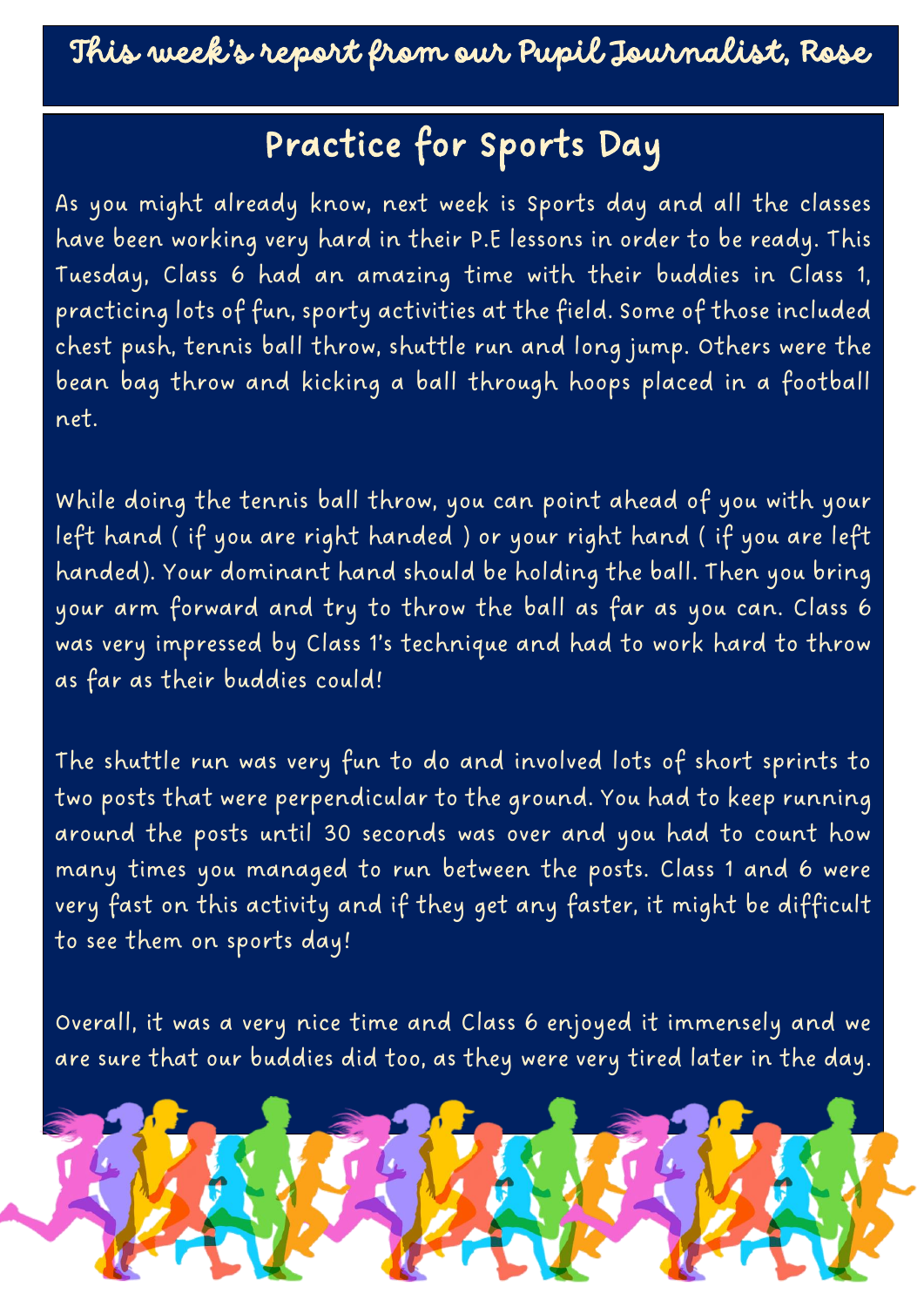## This week's report from our Pupil Journalist, Rose

# Practice for Sports Day

As you might already know, next week is Sports day and all the classes have been working very hard in their P.E lessons in order to be ready. This Tuesday, Class 6 had an amazing time with their buddies in Class 1, practicing lots of fun, sporty activities at the field. Some of those included chest push, tennis ball throw, shuttle run and long jump. Others were the bean bag throw and kicking a ball through hoops placed in a football net.

While doing the tennis ball throw, you can point ahead of you with your left hand ( if you are right handed ) or your right hand ( if you are left handed). Your dominant hand should be holding the ball. Then you bring your arm forward and try to throw the ball as far as you can. Class 6 was very impressed by Class 1's technique and had to work hard to throw as far as their buddies could!

The shuttle run was very fun to do and involved lots of short sprints to two posts that were perpendicular to the ground. You had to keep running around the posts until 30 seconds was over and you had to count how many times you managed to run between the posts. Class 1 and 6 were very fast on this activity and if they get any faster, it might be difficult to see them on sports day!

Overall, it was a very nice time and Class 6 enjoyed it immensely and we are sure that our buddies did too, as they were very tired later in the day.